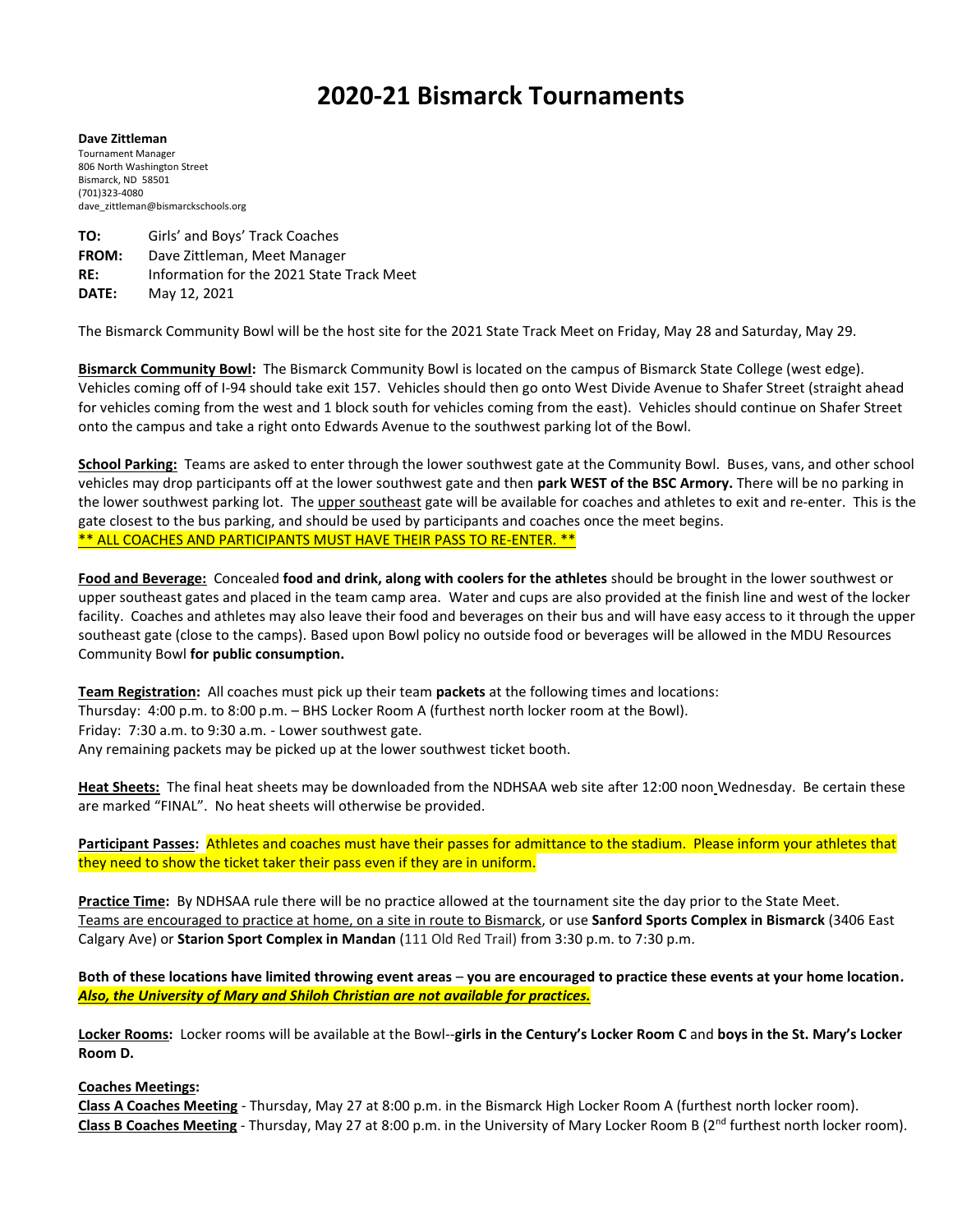# 2020-21 Bismarck Tournaments

**Dave Zittleman**
Tournament Manager
806 North Washington Street
Bismarck, ND 58501
(701)323-4080
dave_zittleman@bismarckschools.org

**TO:** Girls' and Boys' Track Coaches
**FROM:** Dave Zittleman, Meet Manager
**RE:** Information for the 2021 State Track Meet
**DATE:** May 12, 2021

The Bismarck Community Bowl will be the host site for the 2021 State Track Meet on Friday, May 28 and Saturday, May 29.

**Bismarck Community Bowl:** The Bismarck Community Bowl is located on the campus of Bismarck State College (west edge). Vehicles coming off of I-94 should take exit 157. Vehicles should then go onto West Divide Avenue to Shafer Street (straight ahead for vehicles coming from the west and 1 block south for vehicles coming from the east). Vehicles should continue on Shafer Street onto the campus and take a right onto Edwards Avenue to the southwest parking lot of the Bowl.

**School Parking:** Teams are asked to enter through the lower southwest gate at the Community Bowl. Buses, vans, and other school vehicles may drop participants off at the lower southwest gate and then **park WEST of the BSC Armory.** There will be no parking in the lower southwest parking lot. The upper southeast gate will be available for coaches and athletes to exit and re-enter. This is the gate closest to the bus parking, and should be used by participants and coaches once the meet begins.
\*\* ALL COACHES AND PARTICIPANTS MUST HAVE THEIR PASS TO RE-ENTER. \*\*

**Food and Beverage:** Concealed **food and drink, along with coolers for the athletes** should be brought in the lower southwest or upper southeast gates and placed in the team camp area. Water and cups are also provided at the finish line and west of the locker facility. Coaches and athletes may also leave their food and beverages on their bus and will have easy access to it through the upper southeast gate (close to the camps). Based upon Bowl policy no outside food or beverages will be allowed in the MDU Resources Community Bowl **for public consumption.**

**Team Registration:** All coaches must pick up their team **packets** at the following times and locations:
Thursday: 4:00 p.m. to 8:00 p.m. – BHS Locker Room A (furthest north locker room at the Bowl).
Friday: 7:30 a.m. to 9:30 a.m. - Lower southwest gate.
Any remaining packets may be picked up at the lower southwest ticket booth.

**Heat Sheets:** The final heat sheets may be downloaded from the NDHSAA web site after 12:00 noon Wednesday. Be certain these are marked "FINAL". No heat sheets will otherwise be provided.

**Participant Passes:** Athletes and coaches must have their passes for admittance to the stadium. Please inform your athletes that they need to show the ticket taker their pass even if they are in uniform.

**Practice Time:** By NDHSAA rule there will be no practice allowed at the tournament site the day prior to the State Meet. Teams are encouraged to practice at home, on a site in route to Bismarck, or use **Sanford Sports Complex in Bismarck** (3406 East Calgary Ave) or **Starion Sport Complex in Mandan** (111 Old Red Trail) from 3:30 p.m. to 7:30 p.m.

**Both of these locations have limited throwing event areas – you are encouraged to practice these events at your home location.** ***Also, the University of Mary and Shiloh Christian are not available for practices.***

**Locker Rooms:** Locker rooms will be available at the Bowl--**girls in the Century's Locker Room C** and **boys in the St. Mary's Locker Room D.**

**Coaches Meetings:**
**Class A Coaches Meeting** - Thursday, May 27 at 8:00 p.m. in the Bismarck High Locker Room A (furthest north locker room).
**Class B Coaches Meeting** - Thursday, May 27 at 8:00 p.m. in the University of Mary Locker Room B (2nd furthest north locker room).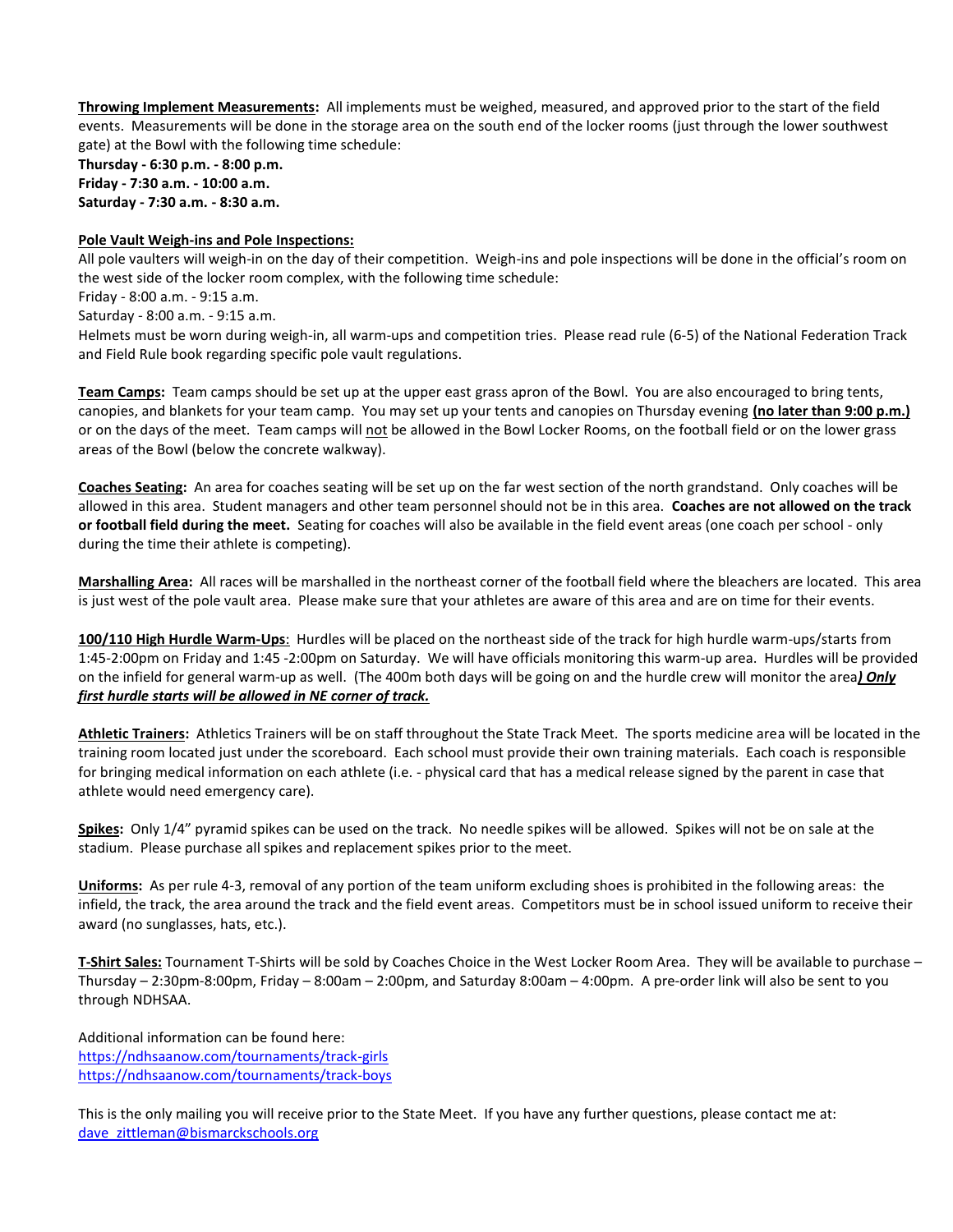**<u>Throwing Implement Measurements</u>:** All implements must be weighed, measured, and approved prior to the start of the field events. Measurements will be done in the storage area on the south end of the locker rooms (just through the lower southwest gate) at the Bowl with the following time schedule:

**Thursday - 6:30 p.m. - 8:00 p.m.**
**Friday - 7:30 a.m. - 10:00 a.m.**
**Saturday - 7:30 a.m. - 8:30 a.m.**

**<u>Pole Vault Weigh-ins and Pole Inspections:</u>**
All pole vaulters will weigh-in on the day of their competition. Weigh-ins and pole inspections will be done in the official's room on the west side of the locker room complex, with the following time schedule:
Friday - 8:00 a.m. - 9:15 a.m.
Saturday - 8:00 a.m. - 9:15 a.m.
Helmets must be worn during weigh-in, all warm-ups and competition tries. Please read rule (6-5) of the National Federation Track and Field Rule book regarding specific pole vault regulations.

**<u>Team Camps</u>:** Team camps should be set up at the upper east grass apron of the Bowl. You are also encouraged to bring tents, canopies, and blankets for your team camp. You may set up your tents and canopies on Thursday evening **<u>(no later than 9:00 p.m.)</u>** or on the days of the meet. Team camps will <u>not</u> be allowed in the Bowl Locker Rooms, on the football field or on the lower grass areas of the Bowl (below the concrete walkway).

**<u>Coaches Seating</u>:** An area for coaches seating will be set up on the far west section of the north grandstand. Only coaches will be allowed in this area. Student managers and other team personnel should not be in this area. **Coaches are not allowed on the track or football field during the meet.** Seating for coaches will also be available in the field event areas (one coach per school - only during the time their athlete is competing).

**<u>Marshalling Area</u>:** All races will be marshalled in the northeast corner of the football field where the bleachers are located. This area is just west of the pole vault area. Please make sure that your athletes are aware of this area and are on time for their events.

**<u>100/110 High Hurdle Warm-Ups</u>**: Hurdles will be placed on the northeast side of the track for high hurdle warm-ups/starts from 1:45-2:00pm on Friday and 1:45 -2:00pm on Saturday. We will have officials monitoring this warm-up area. Hurdles will be provided on the infield for general warm-up as well. (The 400m both days will be going on and the hurdle crew will monitor the area***<u>) Only first hurdle starts will be allowed in NE corner of track.</u>***

**<u>Athletic Trainers</u>:** Athletics Trainers will be on staff throughout the State Track Meet. The sports medicine area will be located in the training room located just under the scoreboard. Each school must provide their own training materials. Each coach is responsible for bringing medical information on each athlete (i.e. - physical card that has a medical release signed by the parent in case that athlete would need emergency care).

**<u>Spikes</u>:** Only 1/4" pyramid spikes can be used on the track. No needle spikes will be allowed. Spikes will not be on sale at the stadium. Please purchase all spikes and replacement spikes prior to the meet.

**<u>Uniforms</u>:** As per rule 4-3, removal of any portion of the team uniform excluding shoes is prohibited in the following areas: the infield, the track, the area around the track and the field event areas. Competitors must be in school issued uniform to receive their award (no sunglasses, hats, etc.).

**<u>T-Shirt Sales:</u>** Tournament T-Shirts will be sold by Coaches Choice in the West Locker Room Area. They will be available to purchase – Thursday – 2:30pm-8:00pm, Friday – 8:00am – 2:00pm, and Saturday 8:00am – 4:00pm. A pre-order link will also be sent to you through NDHSAA.

Additional information can be found here:
https://ndhsaanow.com/tournaments/track-girls
https://ndhsaanow.com/tournaments/track-boys

This is the only mailing you will receive prior to the State Meet. If you have any further questions, please contact me at:
dave_zittleman@bismarckschools.org